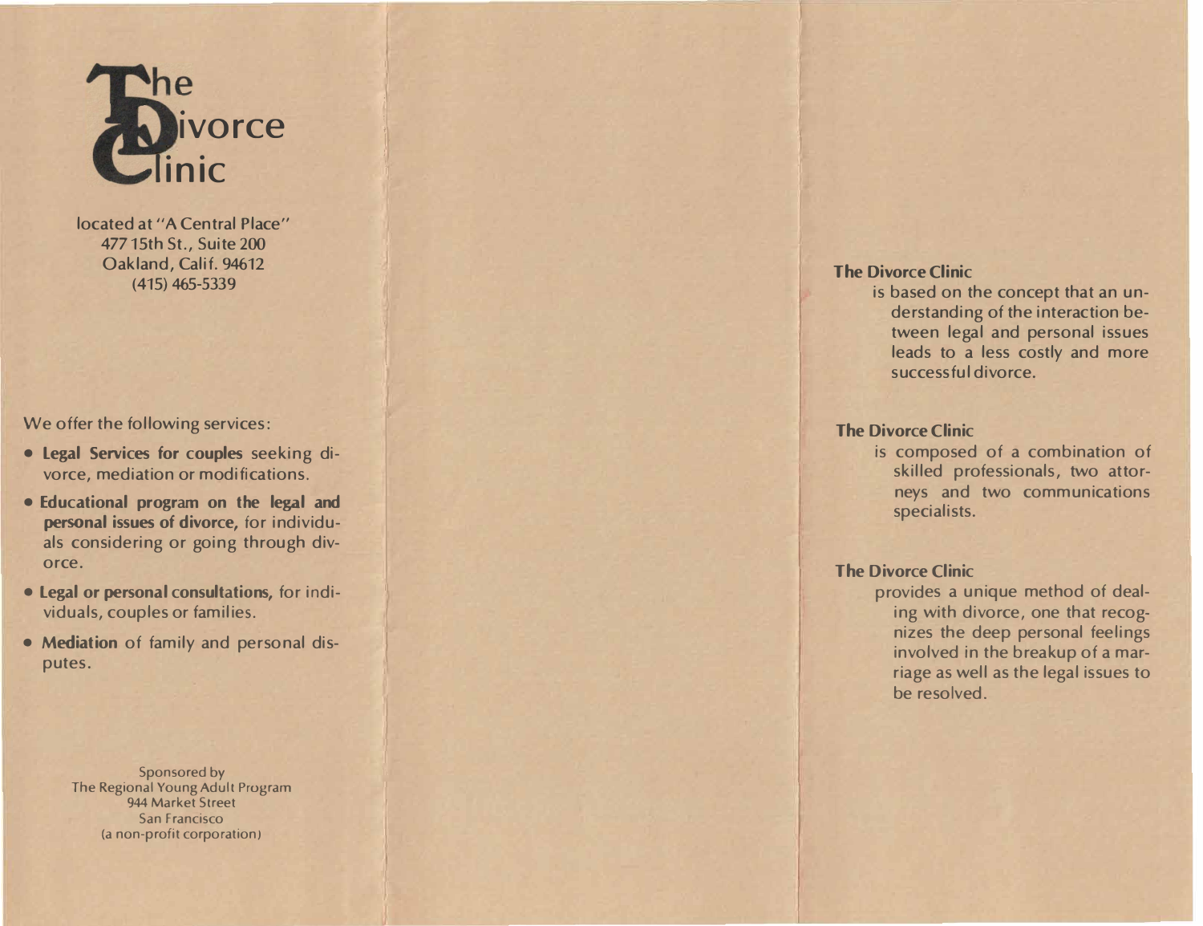# The Divorce Clinic

located at "A Central Place"
477 15th St., Suite 200
Oakland, Calif. 94612
(415) 465-5339

We offer the following services:

- **Legal Services for couples** seeking divorce, mediation or modifications.
- **Educational program on the legal and personal issues of divorce,** for individuals considering or going through divorce.
- **Legal or personal consultations,** for individuals, couples or families.
- **Mediation** of family and personal disputes.

Sponsored by
The Regional Young Adult Program
944 Market Street
San Francisco
(a non-profit corporation)

**The Divorce Clinic**
is based on the concept that an understanding of the interaction between legal and personal issues leads to a less costly and more successful divorce.

**The Divorce Clinic**
is composed of a combination of skilled professionals, two attorneys and two communications specialists.

**The Divorce Clinic**
provides a unique method of dealing with divorce, one that recognizes the deep personal feelings involved in the breakup of a marriage as well as the legal issues to be resolved.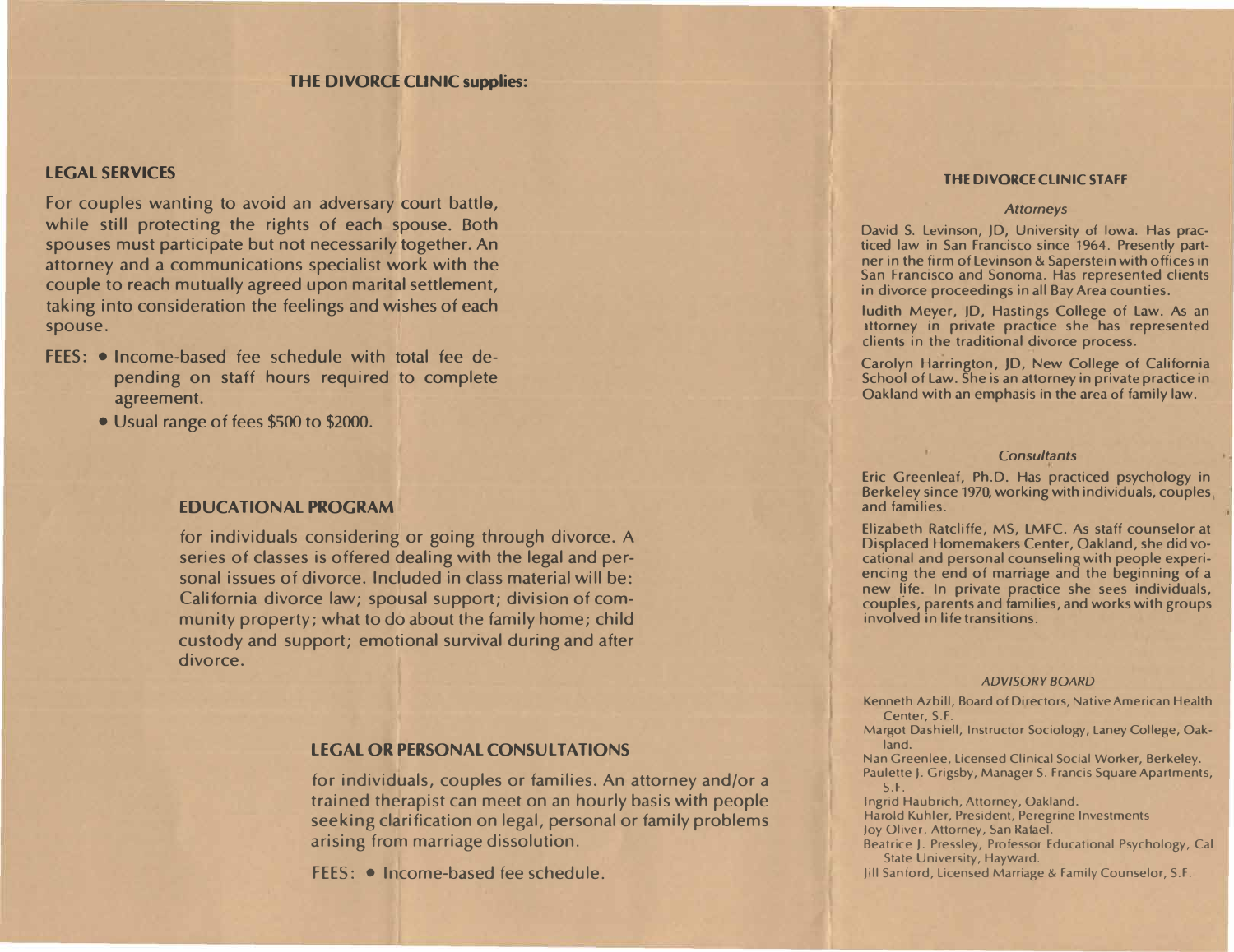## THE DIVORCE CLINIC supplies:

### LEGAL SERVICES

For couples wanting to avoid an adversary court battle, while still protecting the rights of each spouse. Both spouses must participate but not necessarily together. An attorney and a communications specialist work with the couple to reach mutually agreed upon marital settlement, taking into consideration the feelings and wishes of each spouse.

FEES:
- Income-based fee schedule with total fee depending on staff hours required to complete agreement.
- Usual range of fees $500 to $2000.

### EDUCATIONAL PROGRAM

for individuals considering or going through divorce. A series of classes is offered dealing with the legal and personal issues of divorce. Included in class material will be: California divorce law; spousal support; division of community property; what to do about the family home; child custody and support; emotional survival during and after divorce.

### LEGAL OR PERSONAL CONSULTATIONS

for individuals, couples or families. An attorney and/or a trained therapist can meet on an hourly basis with people seeking clarification on legal, personal or family problems arising from marriage dissolution.

FEES:
- Income-based fee schedule.

## THE DIVORCE CLINIC STAFF

*Attorneys*

David S. Levinson, JD, University of Iowa. Has practiced law in San Francisco since 1964. Presently partner in the firm of Levinson & Saperstein with offices in San Francisco and Sonoma. Has represented clients in divorce proceedings in all Bay Area counties.

Judith Meyer, JD, Hastings College of Law. As an attorney in private practice she has represented clients in the traditional divorce process.

Carolyn Harrington, JD, New College of California School of Law. She is an attorney in private practice in Oakland with an emphasis in the area of family law.

*Consultants*

Eric Greenleaf, Ph.D. Has practiced psychology in Berkeley since 1970, working with individuals, couples, and families.

Elizabeth Ratcliffe, MS, LMFC. As staff counselor at Displaced Homemakers Center, Oakland, she did vocational and personal counseling with people experiencing the end of marriage and the beginning of a new life. In private practice she sees individuals, couples, parents and families, and works with groups involved in life transitions.

*ADVISORY BOARD*

Kenneth Azbill, Board of Directors, Native American Health Center, S.F.
Margot Dashiell, Instructor Sociology, Laney College, Oakland.
Nan Greenlee, Licensed Clinical Social Worker, Berkeley.
Paulette J. Grigsby, Manager S. Francis Square Apartments, S.F.
Ingrid Haubrich, Attorney, Oakland.
Harold Kuhler, President, Peregrine Investments
Joy Oliver, Attorney, San Rafael.
Beatrice J. Pressley, Professor Educational Psychology, Cal State University, Hayward.
Jill Sanford, Licensed Marriage & Family Counselor, S.F.